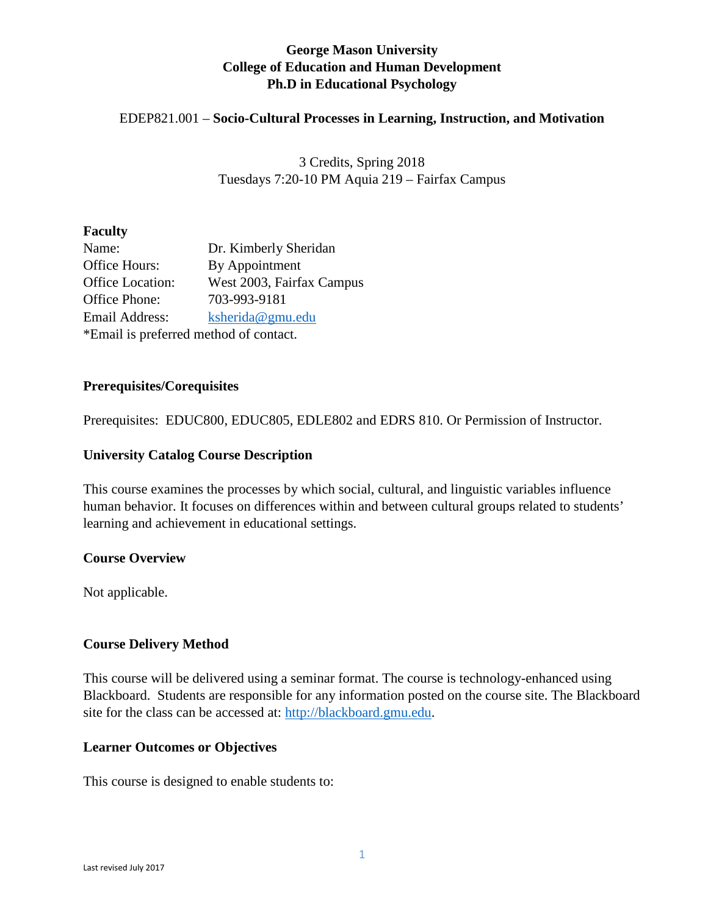**George Mason University**
**College of Education and Human Development**
**Ph.D in Educational Psychology**

EDEP821.001 – **Socio-Cultural Processes in Learning, Instruction, and Motivation**

3 Credits, Spring 2018
Tuesdays 7:20-10 PM Aquia 219 – Fairfax Campus

**Faculty**

Name: Dr. Kimberly Sheridan
Office Hours: By Appointment
Office Location: West 2003, Fairfax Campus
Office Phone: 703-993-9181
Email Address: ksherida@gmu.edu
*Email is preferred method of contact.

**Prerequisites/Corequisites**

Prerequisites: EDUC800, EDUC805, EDLE802 and EDRS 810. Or Permission of Instructor.

**University Catalog Course Description**

This course examines the processes by which social, cultural, and linguistic variables influence human behavior. It focuses on differences within and between cultural groups related to students' learning and achievement in educational settings.

**Course Overview**

Not applicable.

**Course Delivery Method**

This course will be delivered using a seminar format. The course is technology-enhanced using Blackboard. Students are responsible for any information posted on the course site. The Blackboard site for the class can be accessed at: http://blackboard.gmu.edu.

**Learner Outcomes or Objectives**

This course is designed to enable students to:

Last revised July 2017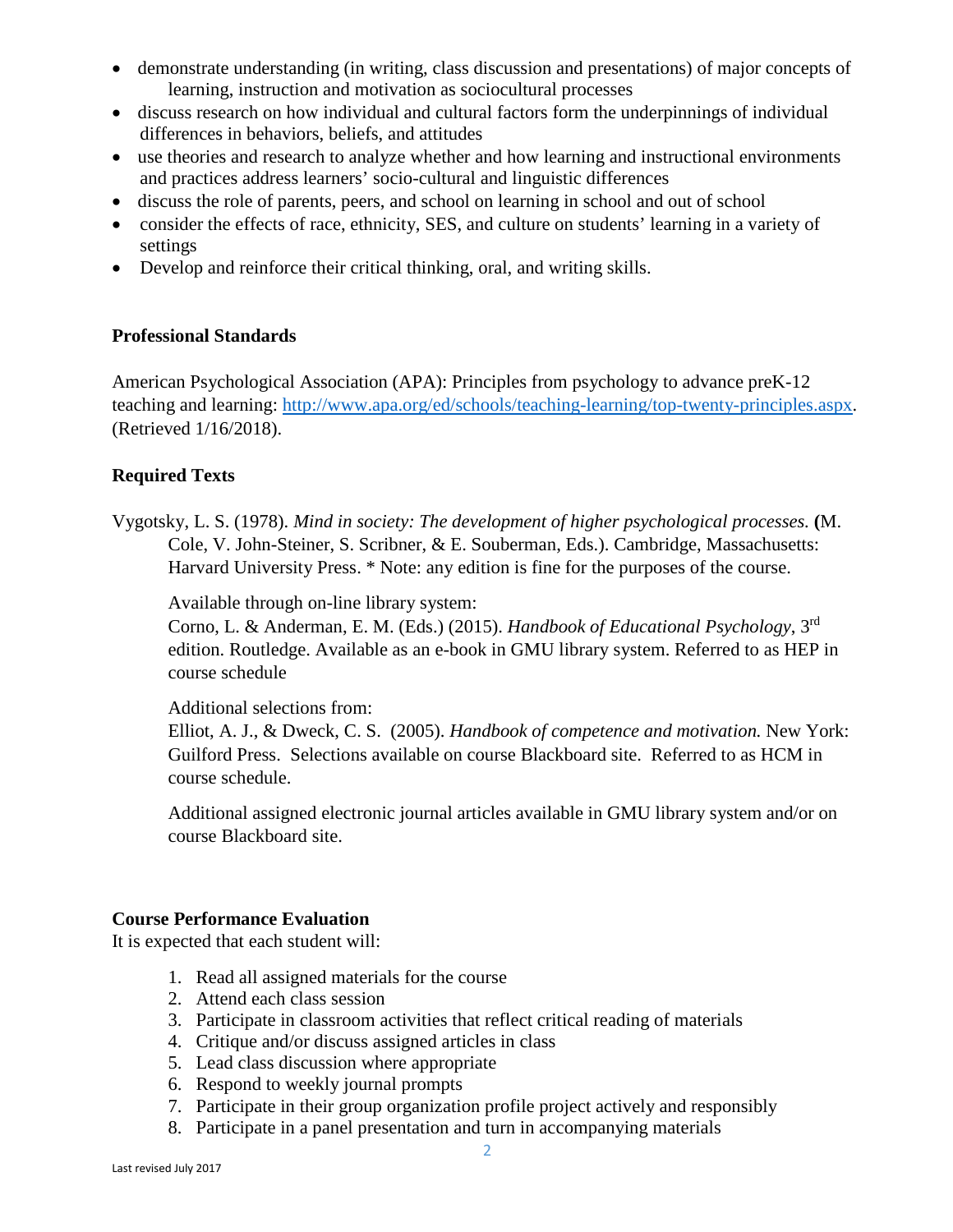- demonstrate understanding (in writing, class discussion and presentations) of major concepts of learning, instruction and motivation as sociocultural processes
- discuss research on how individual and cultural factors form the underpinnings of individual differences in behaviors, beliefs, and attitudes
- use theories and research to analyze whether and how learning and instructional environments and practices address learners' socio-cultural and linguistic differences
- discuss the role of parents, peers, and school on learning in school and out of school
- consider the effects of race, ethnicity, SES, and culture on students' learning in a variety of settings
- Develop and reinforce their critical thinking, oral, and writing skills.

**Professional Standards**

American Psychological Association (APA): Principles from psychology to advance preK-12 teaching and learning: http://www.apa.org/ed/schools/teaching-learning/top-twenty-principles.aspx. (Retrieved 1/16/2018).

**Required Texts**

Vygotsky, L. S. (1978). *Mind in society: The development of higher psychological processes.* **(**M. Cole, V. John-Steiner, S. Scribner, & E. Souberman, Eds.). Cambridge, Massachusetts: Harvard University Press. * Note: any edition is fine for the purposes of the course.

Available through on-line library system:
Corno, L. & Anderman, E. M. (Eds.) (2015). *Handbook of Educational Psychology*, 3rd edition. Routledge. Available as an e-book in GMU library system. Referred to as HEP in course schedule

Additional selections from:
Elliot, A. J., & Dweck, C. S. (2005). *Handbook of competence and motivation.* New York: Guilford Press. Selections available on course Blackboard site. Referred to as HCM in course schedule.

Additional assigned electronic journal articles available in GMU library system and/or on course Blackboard site.

**Course Performance Evaluation**

It is expected that each student will:

1. Read all assigned materials for the course
2. Attend each class session
3. Participate in classroom activities that reflect critical reading of materials
4. Critique and/or discuss assigned articles in class
5. Lead class discussion where appropriate
6. Respond to weekly journal prompts
7. Participate in their group organization profile project actively and responsibly
8. Participate in a panel presentation and turn in accompanying materials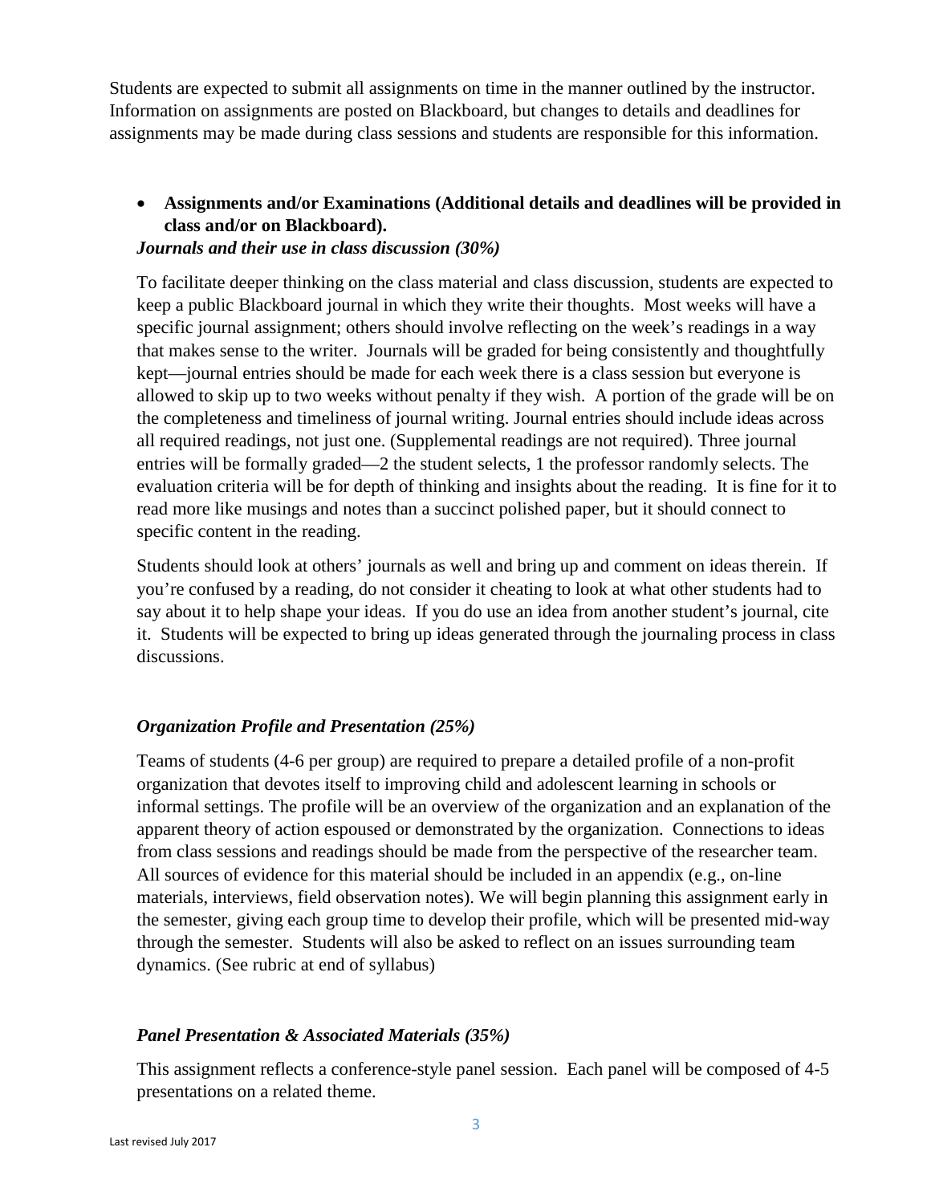Students are expected to submit all assignments on time in the manner outlined by the instructor. Information on assignments are posted on Blackboard, but changes to details and deadlines for assignments may be made during class sessions and students are responsible for this information.

- **Assignments and/or Examinations (Additional details and deadlines will be provided in class and/or on Blackboard).**

***Journals and their use in class discussion (30%)***

To facilitate deeper thinking on the class material and class discussion, students are expected to keep a public Blackboard journal in which they write their thoughts. Most weeks will have a specific journal assignment; others should involve reflecting on the week's readings in a way that makes sense to the writer. Journals will be graded for being consistently and thoughtfully kept—journal entries should be made for each week there is a class session but everyone is allowed to skip up to two weeks without penalty if they wish. A portion of the grade will be on the completeness and timeliness of journal writing. Journal entries should include ideas across all required readings, not just one. (Supplemental readings are not required). Three journal entries will be formally graded—2 the student selects, 1 the professor randomly selects. The evaluation criteria will be for depth of thinking and insights about the reading. It is fine for it to read more like musings and notes than a succinct polished paper, but it should connect to specific content in the reading.

Students should look at others' journals as well and bring up and comment on ideas therein. If you're confused by a reading, do not consider it cheating to look at what other students had to say about it to help shape your ideas. If you do use an idea from another student's journal, cite it. Students will be expected to bring up ideas generated through the journaling process in class discussions.

***Organization Profile and Presentation (25%)***

Teams of students (4-6 per group) are required to prepare a detailed profile of a non-profit organization that devotes itself to improving child and adolescent learning in schools or informal settings. The profile will be an overview of the organization and an explanation of the apparent theory of action espoused or demonstrated by the organization. Connections to ideas from class sessions and readings should be made from the perspective of the researcher team. All sources of evidence for this material should be included in an appendix (e.g., on-line materials, interviews, field observation notes). We will begin planning this assignment early in the semester, giving each group time to develop their profile, which will be presented mid-way through the semester. Students will also be asked to reflect on an issues surrounding team dynamics. (See rubric at end of syllabus)

***Panel Presentation & Associated Materials (35%)***

This assignment reflects a conference-style panel session. Each panel will be composed of 4-5 presentations on a related theme.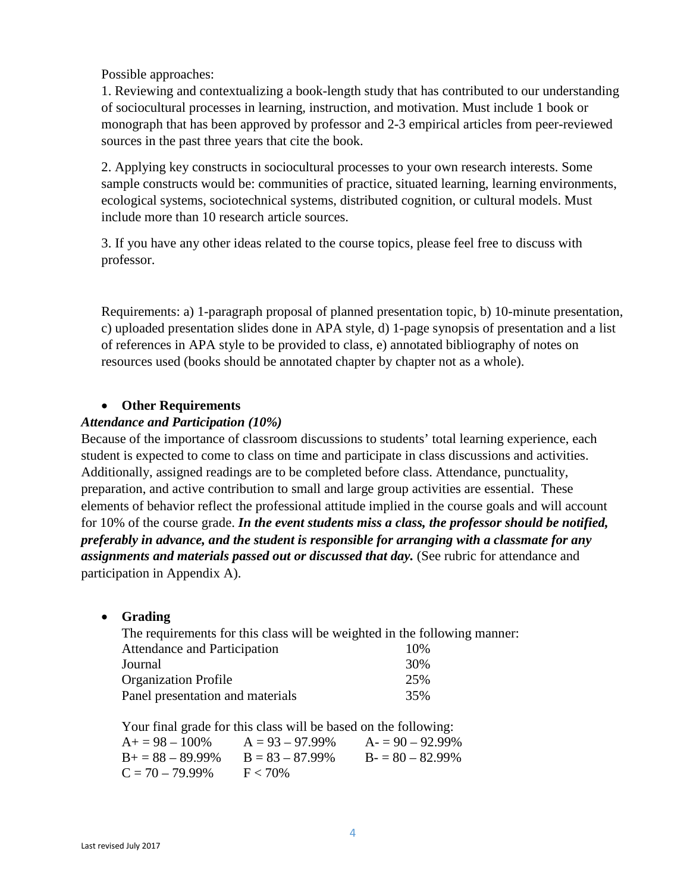Possible approaches:

1. Reviewing and contextualizing a book-length study that has contributed to our understanding of sociocultural processes in learning, instruction, and motivation. Must include 1 book or monograph that has been approved by professor and 2-3 empirical articles from peer-reviewed sources in the past three years that cite the book.

2. Applying key constructs in sociocultural processes to your own research interests. Some sample constructs would be: communities of practice, situated learning, learning environments, ecological systems, sociotechnical systems, distributed cognition, or cultural models. Must include more than 10 research article sources.

3. If you have any other ideas related to the course topics, please feel free to discuss with professor.

Requirements: a) 1-paragraph proposal of planned presentation topic, b) 10-minute presentation, c) uploaded presentation slides done in APA style, d) 1-page synopsis of presentation and a list of references in APA style to be provided to class, e) annotated bibliography of notes on resources used (books should be annotated chapter by chapter not as a whole).

- **Other Requirements**

***Attendance and Participation (10%)***

Because of the importance of classroom discussions to students' total learning experience, each student is expected to come to class on time and participate in class discussions and activities. Additionally, assigned readings are to be completed before class. Attendance, punctuality, preparation, and active contribution to small and large group activities are essential. These elements of behavior reflect the professional attitude implied in the course goals and will account for 10% of the course grade. ***In the event students miss a class, the professor should be notified, preferably in advance, and the student is responsible for arranging with a classmate for any assignments and materials passed out or discussed that day.*** (See rubric for attendance and participation in Appendix A).

- **Grading**

The requirements for this class will be weighted in the following manner:

| | |
|---|---|
| Attendance and Participation | 10% |
| Journal | 30% |
| Organization Profile | 25% |
| Panel presentation and materials | 35% |

Your final grade for this class will be based on the following:

| | | |
|---|---|---|
| A+ = 98 – 100% | A = 93 – 97.99% | A- = 90 – 92.99% |
| B+ = 88 – 89.99% | B = 83 – 87.99% | B- = 80 – 82.99% |
| C = 70 – 79.99% | F < 70% | |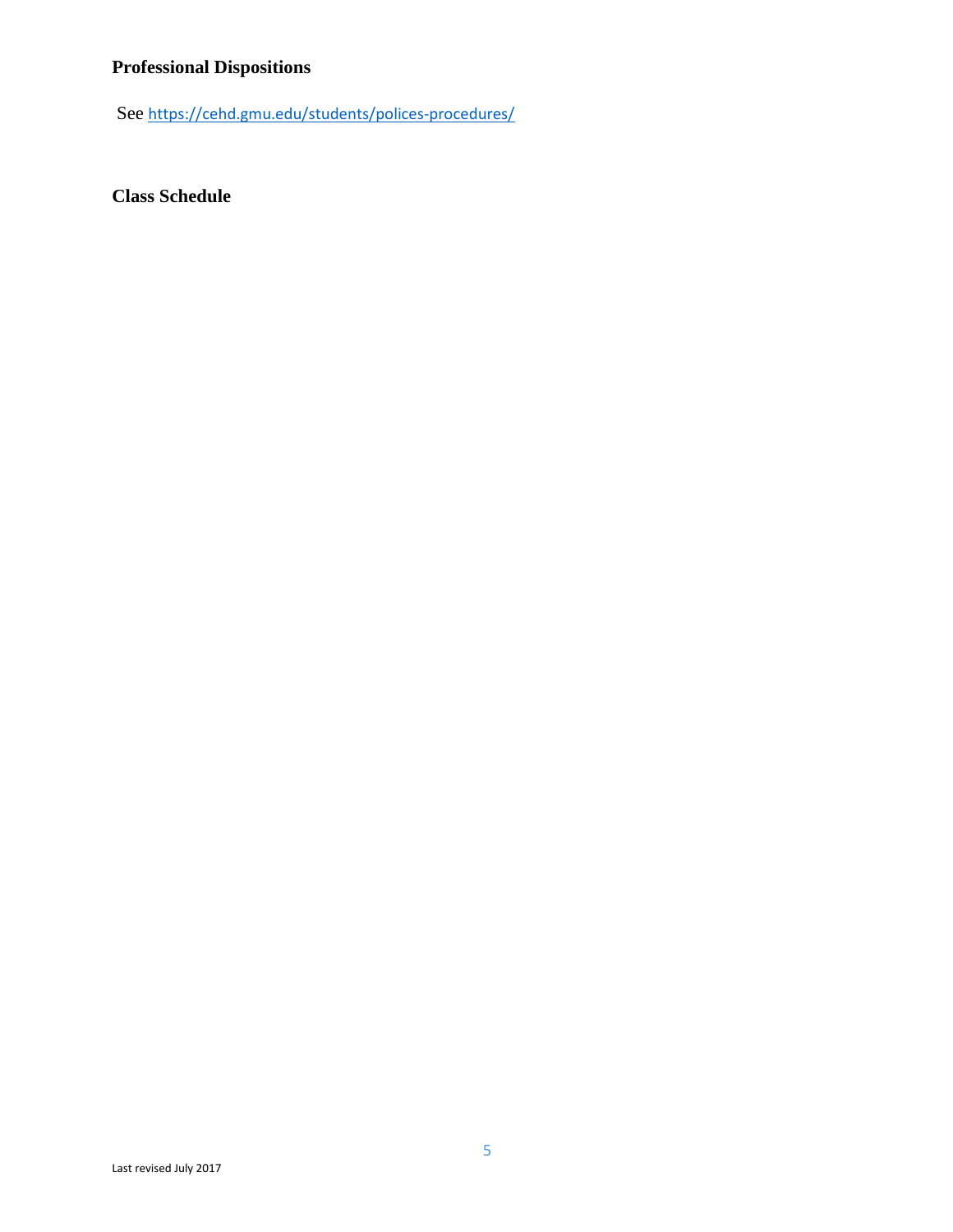## Professional Dispositions

See https://cehd.gmu.edu/students/polices-procedures/

## Class Schedule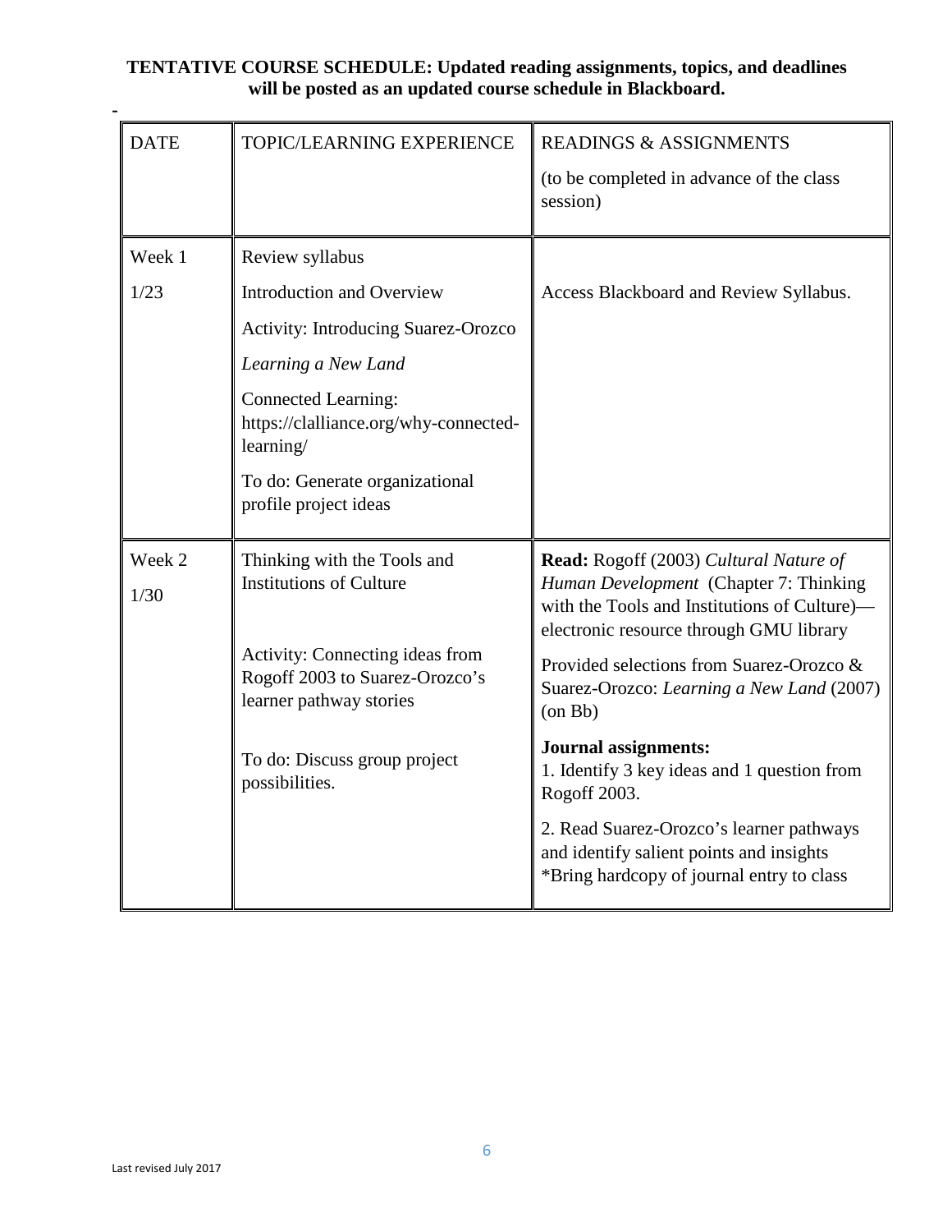**TENTATIVE COURSE SCHEDULE: Updated reading assignments, topics, and deadlines will be posted as an updated course schedule in Blackboard.**

-

| DATE | TOPIC/LEARNING EXPERIENCE | READINGS & ASSIGNMENTS (to be completed in advance of the class session) |
|---|---|---|
| Week 1<br>1/23 | Review syllabus<br>Introduction and Overview<br>Activity: Introducing Suarez-Orozco *Learning a New Land*<br>Connected Learning: https://clalliance.org/why-connected-learning/<br>To do: Generate organizational profile project ideas | Access Blackboard and Review Syllabus. |
| Week 2<br>1/30 | Thinking with the Tools and Institutions of Culture<br><br>Activity: Connecting ideas from Rogoff 2003 to Suarez-Orozco's learner pathway stories<br><br>To do: Discuss group project possibilities. | **Read:** Rogoff (2003) *Cultural Nature of Human Development* (Chapter 7: Thinking with the Tools and Institutions of Culture)—electronic resource through GMU library<br>Provided selections from Suarez-Orozco & Suarez-Orozco: *Learning a New Land* (2007) (on Bb)<br>**Journal assignments:**<br>1. Identify 3 key ideas and 1 question from Rogoff 2003.<br>2. Read Suarez-Orozco's learner pathways and identify salient points and insights<br>*Bring hardcopy of journal entry to class |

Last revised July 2017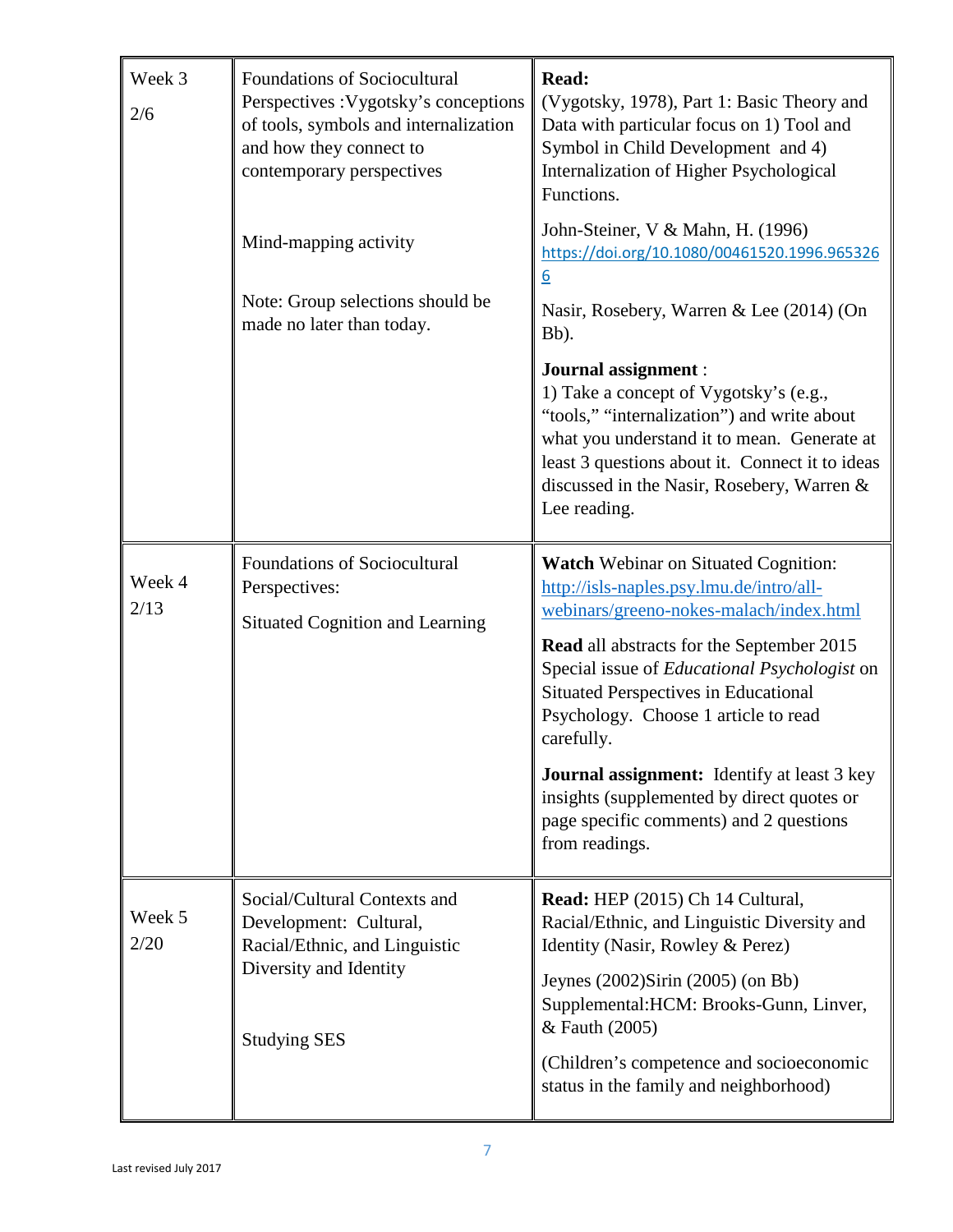| Week | Topic | Readings/Assignments |
|---|---|---|
| Week 3<br>2/6 | Foundations of Sociocultural Perspectives :Vygotsky's conceptions of tools, symbols and internalization and how they connect to contemporary perspectives<br><br>Mind-mapping activity<br><br>Note: Group selections should be made no later than today. | **Read:**<br>(Vygotsky, 1978), Part 1: Basic Theory and Data with particular focus on 1) Tool and Symbol in Child Development and 4) Internalization of Higher Psychological Functions.<br><br>John-Steiner, V & Mahn, H. (1996) https://doi.org/10.1080/00461520.1996.9653266<br><br>Nasir, Rosebery, Warren & Lee (2014) (On Bb).<br><br>**Journal assignment** :<br>1) Take a concept of Vygotsky's (e.g., "tools," "internalization") and write about what you understand it to mean. Generate at least 3 questions about it. Connect it to ideas discussed in the Nasir, Rosebery, Warren & Lee reading. |
| Week 4<br>2/13 | Foundations of Sociocultural Perspectives:<br><br>Situated Cognition and Learning | **Watch** Webinar on Situated Cognition: http://isls-naples.psy.lmu.de/intro/all-webinars/greeno-nokes-malach/index.html<br><br>**Read** all abstracts for the September 2015 Special issue of *Educational Psychologist* on Situated Perspectives in Educational Psychology. Choose 1 article to read carefully.<br><br>**Journal assignment:** Identify at least 3 key insights (supplemented by direct quotes or page specific comments) and 2 questions from readings. |
| Week 5<br>2/20 | Social/Cultural Contexts and Development: Cultural, Racial/Ethnic, and Linguistic Diversity and Identity<br><br>Studying SES | **Read:** HEP (2015) Ch 14 Cultural, Racial/Ethnic, and Linguistic Diversity and Identity (Nasir, Rowley & Perez)<br><br>Jeynes (2002)Sirin (2005) (on Bb)<br>Supplemental:HCM: Brooks-Gunn, Linver, & Fauth (2005)<br><br>(Children's competence and socioeconomic status in the family and neighborhood) |

Last revised July 2017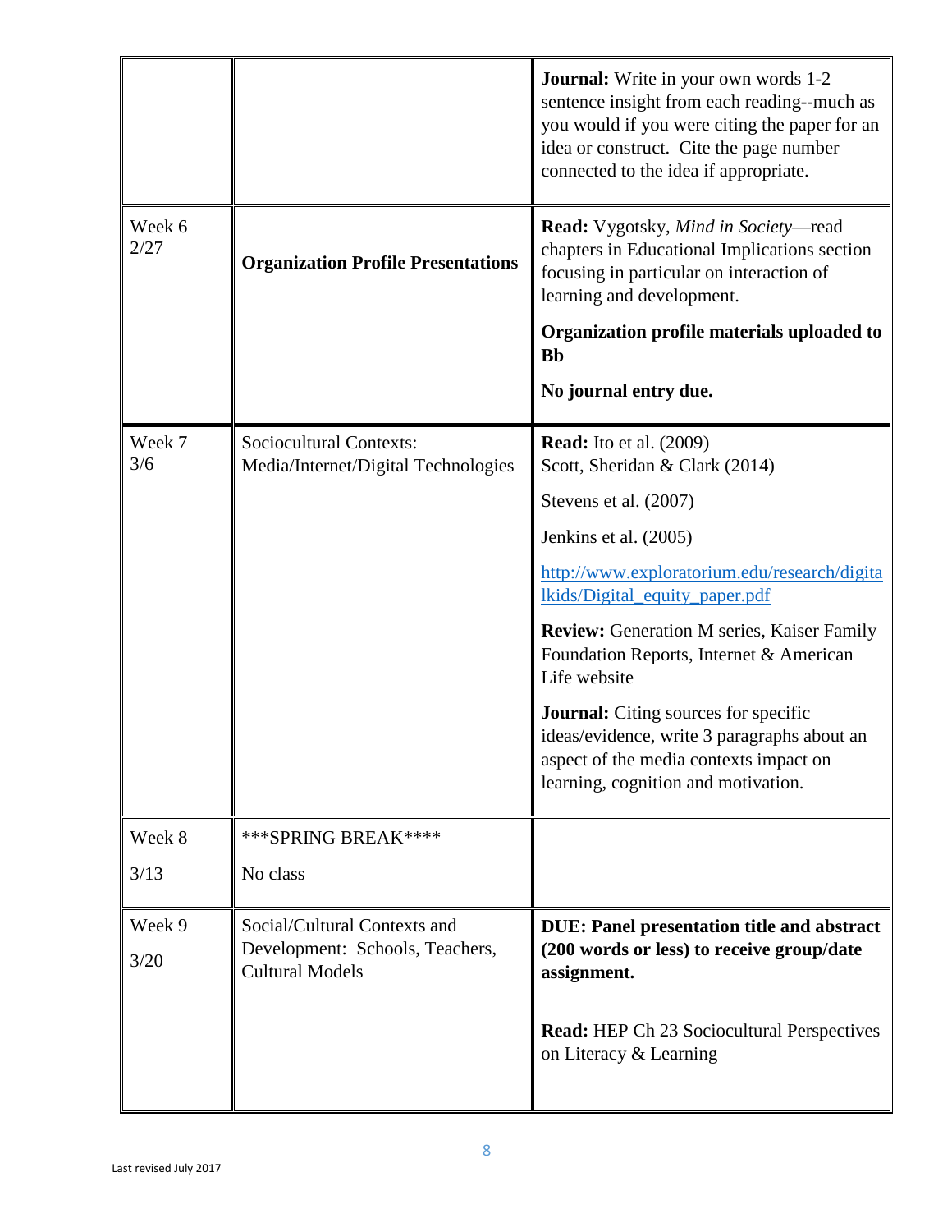| | | |
|---|---|---|
| | | **Journal:** Write in your own words 1-2 sentence insight from each reading--much as you would if you were citing the paper for an idea or construct. Cite the page number connected to the idea if appropriate. |
| Week 6<br>2/27 | **Organization Profile Presentations** | **Read:** Vygotsky, *Mind in Society*—read chapters in Educational Implications section focusing in particular on interaction of learning and development.<br><br>**Organization profile materials uploaded to Bb**<br><br>**No journal entry due.** |
| Week 7<br>3/6 | Sociocultural Contexts: Media/Internet/Digital Technologies | **Read:** Ito et al. (2009)<br>Scott, Sheridan & Clark (2014)<br><br>Stevens et al. (2007)<br><br>Jenkins et al. (2005)<br><br>http://www.exploratorium.edu/research/digitalkids/Digital_equity_paper.pdf<br><br>**Review:** Generation M series, Kaiser Family Foundation Reports, Internet & American Life website<br><br>**Journal:** Citing sources for specific ideas/evidence, write 3 paragraphs about an aspect of the media contexts impact on learning, cognition and motivation. |
| Week 8<br><br>3/13 | ***SPRING BREAK****<br><br>No class | |
| Week 9<br><br>3/20 | Social/Cultural Contexts and Development: Schools, Teachers, Cultural Models | **DUE: Panel presentation title and abstract (200 words or less) to receive group/date assignment.**<br><br>**Read:** HEP Ch 23 Sociocultural Perspectives on Literacy & Learning |

Last revised July 2017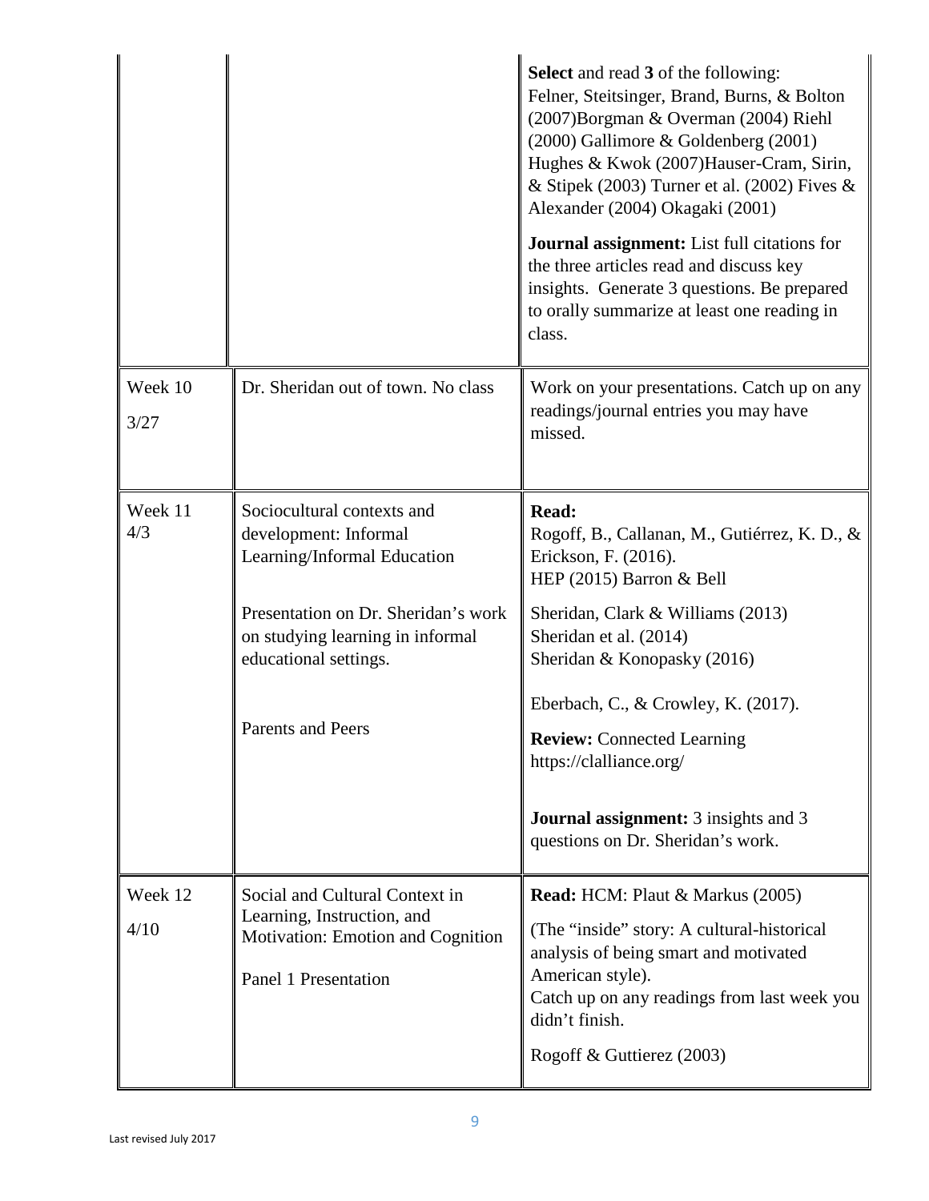| | | |
|---|---|---|
| | | **Select** and read **3** of the following: Felner, Steitsinger, Brand, Burns, & Bolton (2007)Borgman & Overman (2004) Riehl (2000) Gallimore & Goldenberg (2001) Hughes & Kwok (2007)Hauser-Cram, Sirin, & Stipek (2003) Turner et al. (2002) Fives & Alexander (2004) Okagaki (2001)<br><br>**Journal assignment:** List full citations for the three articles read and discuss key insights. Generate 3 questions. Be prepared to orally summarize at least one reading in class. |
| Week 10<br><br>3/27 | Dr. Sheridan out of town. No class | Work on your presentations. Catch up on any readings/journal entries you may have missed. |
| Week 11<br>4/3 | Sociocultural contexts and development: Informal Learning/Informal Education<br><br>Presentation on Dr. Sheridan's work on studying learning in informal educational settings.<br><br>Parents and Peers | **Read:**<br>Rogoff, B., Callanan, M., Gutiérrez, K. D., & Erickson, F. (2016).<br>HEP (2015) Barron & Bell<br><br>Sheridan, Clark & Williams (2013)<br>Sheridan et al. (2014)<br>Sheridan & Konopasky (2016)<br><br>Eberbach, C., & Crowley, K. (2017).<br><br>**Review:** Connected Learning https://clalliance.org/<br><br>**Journal assignment:** 3 insights and 3 questions on Dr. Sheridan's work. |
| Week 12<br><br>4/10 | Social and Cultural Context in Learning, Instruction, and Motivation: Emotion and Cognition<br><br>Panel 1 Presentation | **Read:** HCM: Plaut & Markus (2005)<br><br>(The "inside" story: A cultural-historical analysis of being smart and motivated American style).<br>Catch up on any readings from last week you didn't finish.<br><br>Rogoff & Guttierez (2003) |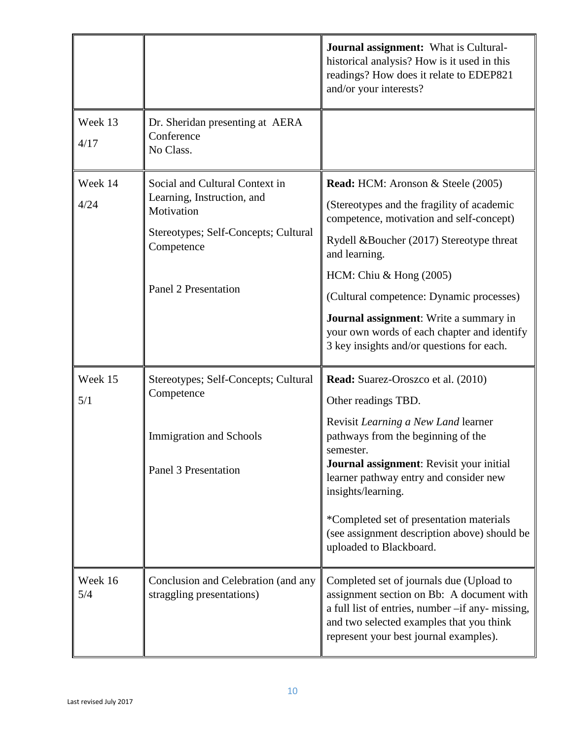| | | |
|---|---|---|
| | | **Journal assignment:** What is Cultural-historical analysis? How is it used in this readings? How does it relate to EDEP821 and/or your interests? |
| Week 13<br>4/17 | Dr. Sheridan presenting at AERA Conference<br>No Class. | |
| Week 14<br>4/24 | Social and Cultural Context in Learning, Instruction, and Motivation<br><br>Stereotypes; Self-Concepts; Cultural Competence<br><br>Panel 2 Presentation | **Read:** HCM: Aronson & Steele (2005)<br><br>(Stereotypes and the fragility of academic competence, motivation and self-concept)<br><br>Rydell &Boucher (2017) Stereotype threat and learning.<br><br>HCM: Chiu & Hong (2005)<br><br>(Cultural competence: Dynamic processes)<br><br>**Journal assignment**: Write a summary in your own words of each chapter and identify 3 key insights and/or questions for each. |
| Week 15<br>5/1 | Stereotypes; Self-Concepts; Cultural Competence<br><br>Immigration and Schools<br><br>Panel 3 Presentation | **Read:** Suarez-Oroszco et al. (2010)<br><br>Other readings TBD.<br><br>Revisit *Learning a New Land* learner pathways from the beginning of the semester.<br>**Journal assignment**: Revisit your initial learner pathway entry and consider new insights/learning.<br><br>*Completed set of presentation materials (see assignment description above) should be uploaded to Blackboard. |
| Week 16<br>5/4 | Conclusion and Celebration (and any straggling presentations) | Completed set of journals due (Upload to assignment section on Bb: A document with a full list of entries, number –if any- missing, and two selected examples that you think represent your best journal examples). |

Last revised July 2017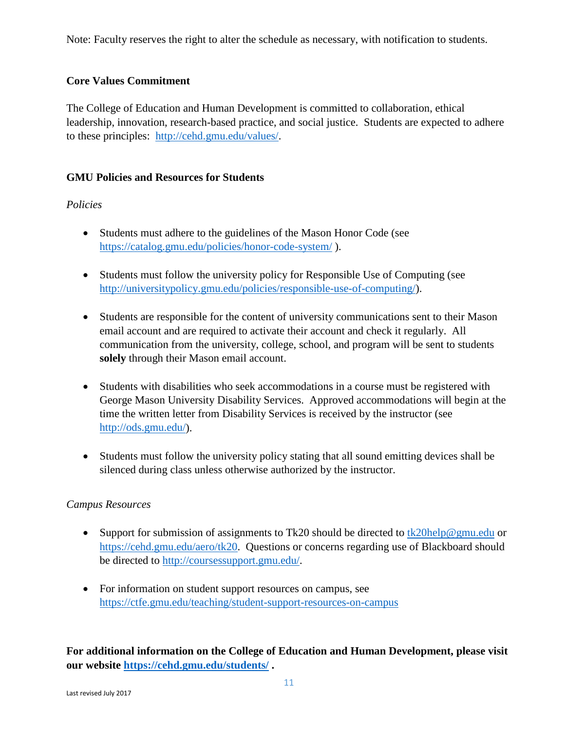Note: Faculty reserves the right to alter the schedule as necessary, with notification to students.

### Core Values Commitment

The College of Education and Human Development is committed to collaboration, ethical leadership, innovation, research-based practice, and social justice. Students are expected to adhere to these principles: http://cehd.gmu.edu/values/.

### GMU Policies and Resources for Students

*Policies*

- Students must adhere to the guidelines of the Mason Honor Code (see https://catalog.gmu.edu/policies/honor-code-system/ ).

- Students must follow the university policy for Responsible Use of Computing (see http://universitypolicy.gmu.edu/policies/responsible-use-of-computing/).

- Students are responsible for the content of university communications sent to their Mason email account and are required to activate their account and check it regularly. All communication from the university, college, school, and program will be sent to students **solely** through their Mason email account.

- Students with disabilities who seek accommodations in a course must be registered with George Mason University Disability Services. Approved accommodations will begin at the time the written letter from Disability Services is received by the instructor (see http://ods.gmu.edu/).

- Students must follow the university policy stating that all sound emitting devices shall be silenced during class unless otherwise authorized by the instructor.

*Campus Resources*

- Support for submission of assignments to Tk20 should be directed to tk20help@gmu.edu or https://cehd.gmu.edu/aero/tk20. Questions or concerns regarding use of Blackboard should be directed to http://coursessupport.gmu.edu/.

- For information on student support resources on campus, see https://ctfe.gmu.edu/teaching/student-support-resources-on-campus

**For additional information on the College of Education and Human Development, please visit our website https://cehd.gmu.edu/students/ .**

Last revised July 2017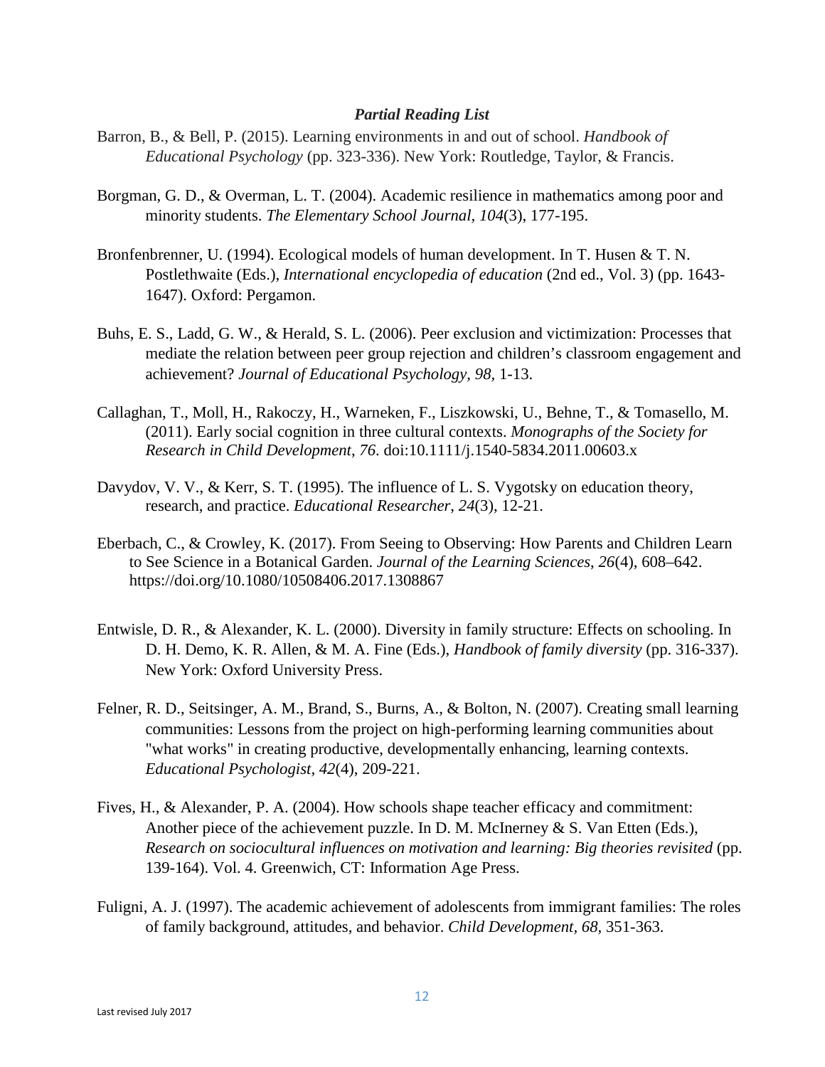***Partial Reading List***

Barron, B., & Bell, P. (2015). Learning environments in and out of school. *Handbook of Educational Psychology* (pp. 323-336). New York: Routledge, Taylor, & Francis.

Borgman, G. D., & Overman, L. T. (2004). Academic resilience in mathematics among poor and minority students. *The Elementary School Journal, 104*(3), 177-195.

Bronfenbrenner, U. (1994). Ecological models of human development. In T. Husen & T. N. Postlethwaite (Eds.), *International encyclopedia of education* (2nd ed., Vol. 3) (pp. 1643-1647). Oxford: Pergamon.

Buhs, E. S., Ladd, G. W., & Herald, S. L. (2006). Peer exclusion and victimization: Processes that mediate the relation between peer group rejection and children's classroom engagement and achievement? *Journal of Educational Psychology, 98,* 1-13.

Callaghan, T., Moll, H., Rakoczy, H., Warneken, F., Liszkowski, U., Behne, T., & Tomasello, M. (2011). Early social cognition in three cultural contexts. *Monographs of the Society for Research in Child Development, 76*. doi:10.1111/j.1540-5834.2011.00603.x

Davydov, V. V., & Kerr, S. T. (1995). The influence of L. S. Vygotsky on education theory, research, and practice. *Educational Researcher, 24*(3), 12-21.

Eberbach, C., & Crowley, K. (2017). From Seeing to Observing: How Parents and Children Learn to See Science in a Botanical Garden. *Journal of the Learning Sciences, 26*(4), 608–642. https://doi.org/10.1080/10508406.2017.1308867

Entwisle, D. R., & Alexander, K. L. (2000). Diversity in family structure: Effects on schooling. In D. H. Demo, K. R. Allen, & M. A. Fine (Eds.), *Handbook of family diversity* (pp. 316-337). New York: Oxford University Press.

Felner, R. D., Seitsinger, A. M., Brand, S., Burns, A., & Bolton, N. (2007). Creating small learning communities: Lessons from the project on high-performing learning communities about "what works" in creating productive, developmentally enhancing, learning contexts. *Educational Psychologist, 42*(4), 209-221.

Fives, H., & Alexander, P. A. (2004). How schools shape teacher efficacy and commitment: Another piece of the achievement puzzle. In D. M. McInerney & S. Van Etten (Eds.), *Research on sociocultural influences on motivation and learning: Big theories revisited* (pp. 139-164). Vol. 4. Greenwich, CT: Information Age Press.

Fuligni, A. J. (1997). The academic achievement of adolescents from immigrant families: The roles of family background, attitudes, and behavior. *Child Development, 68*, 351-363.

Last revised July 2017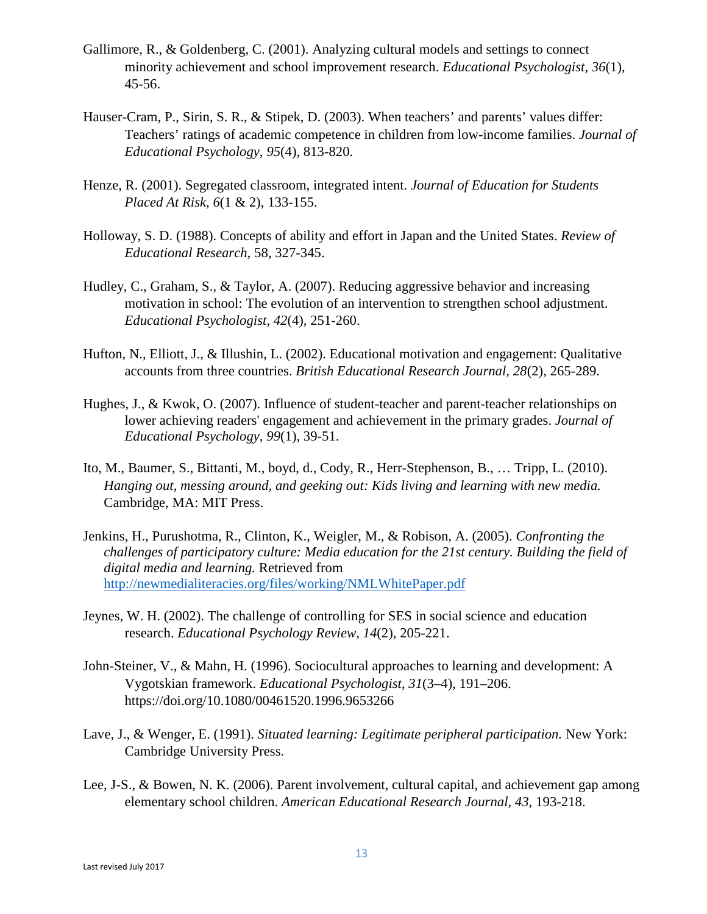Gallimore, R., & Goldenberg, C. (2001). Analyzing cultural models and settings to connect minority achievement and school improvement research. *Educational Psychologist, 36*(1), 45-56.

Hauser-Cram, P., Sirin, S. R., & Stipek, D. (2003). When teachers' and parents' values differ: Teachers' ratings of academic competence in children from low-income families. *Journal of Educational Psychology, 95*(4), 813-820.

Henze, R. (2001). Segregated classroom, integrated intent. *Journal of Education for Students Placed At Risk, 6*(1 & 2), 133-155.

Holloway, S. D. (1988). Concepts of ability and effort in Japan and the United States. *Review of Educational Research*, 58, 327-345.

Hudley, C., Graham, S., & Taylor, A. (2007). Reducing aggressive behavior and increasing motivation in school: The evolution of an intervention to strengthen school adjustment. *Educational Psychologist, 42*(4), 251-260.

Hufton, N., Elliott, J., & Illushin, L. (2002). Educational motivation and engagement: Qualitative accounts from three countries. *British Educational Research Journal, 28*(2), 265-289.

Hughes, J., & Kwok, O. (2007). Influence of student-teacher and parent-teacher relationships on lower achieving readers' engagement and achievement in the primary grades. *Journal of Educational Psychology*, *99*(1), 39-51.

Ito, M., Baumer, S., Bittanti, M., boyd, d., Cody, R., Herr-Stephenson, B., … Tripp, L. (2010). *Hanging out, messing around, and geeking out: Kids living and learning with new media.* Cambridge, MA: MIT Press.

Jenkins, H., Purushotma, R., Clinton, K., Weigler, M., & Robison, A. (2005). *Confronting the challenges of participatory culture: Media education for the 21st century. Building the field of digital media and learning.* Retrieved from http://newmedialiteracies.org/files/working/NMLWhitePaper.pdf

Jeynes, W. H. (2002). The challenge of controlling for SES in social science and education research. *Educational Psychology Review*, *14*(2), 205-221.

John-Steiner, V., & Mahn, H. (1996). Sociocultural approaches to learning and development: A Vygotskian framework. *Educational Psychologist*, *31*(3–4), 191–206. https://doi.org/10.1080/00461520.1996.9653266

Lave, J., & Wenger, E. (1991). *Situated learning: Legitimate peripheral participation.* New York: Cambridge University Press.

Lee, J-S., & Bowen, N. K. (2006). Parent involvement, cultural capital, and achievement gap among elementary school children. *American Educational Research Journal, 43,* 193-218.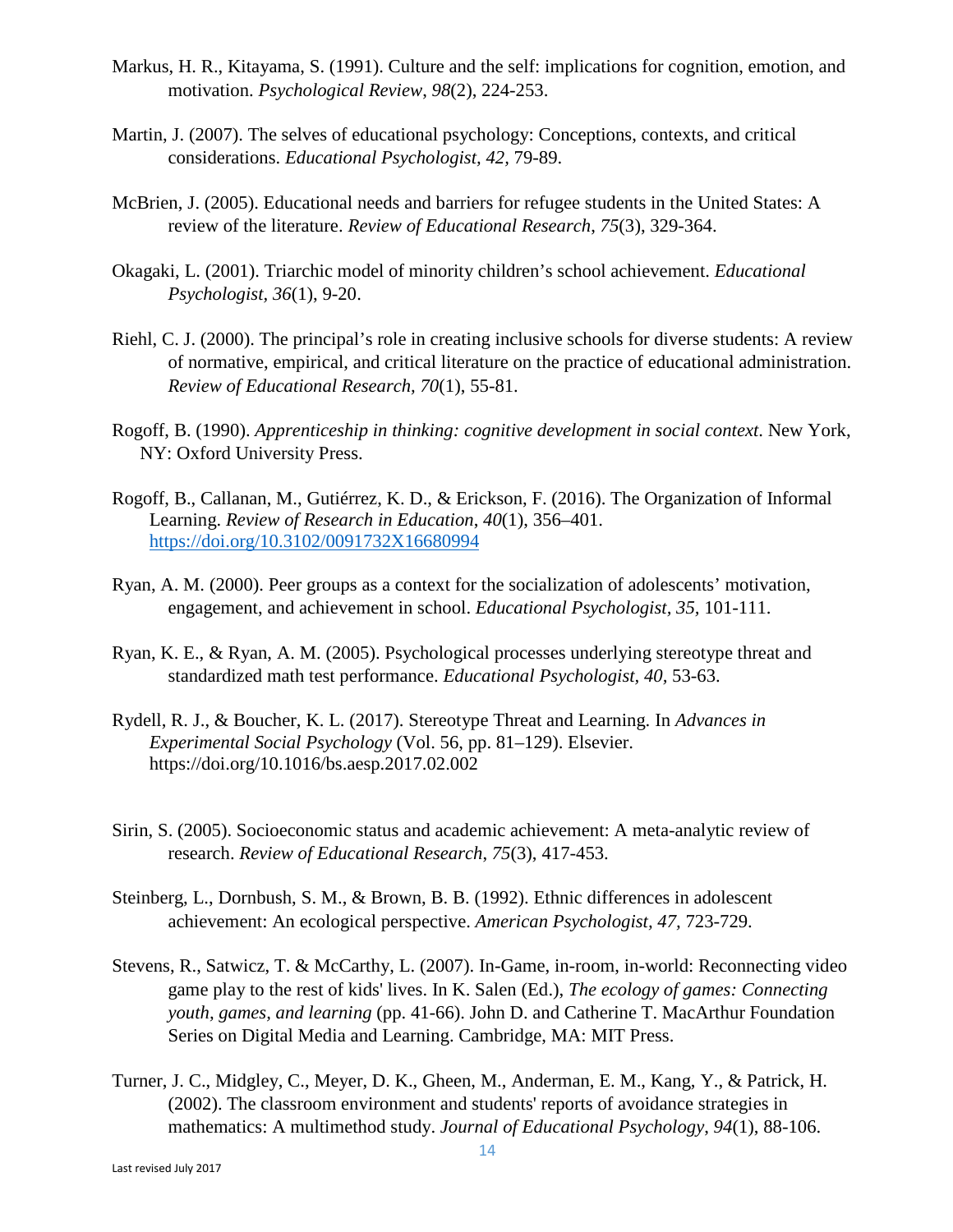Markus, H. R., Kitayama, S. (1991). Culture and the self: implications for cognition, emotion, and motivation. *Psychological Review*, *98*(2), 224-253.

Martin, J. (2007). The selves of educational psychology: Conceptions, contexts, and critical considerations. *Educational Psychologist, 42*, 79-89.

McBrien, J. (2005). Educational needs and barriers for refugee students in the United States: A review of the literature. *Review of Educational Research*, *75*(3), 329-364.

Okagaki, L. (2001). Triarchic model of minority children's school achievement. *Educational Psychologist, 36*(1), 9-20.

Riehl, C. J. (2000). The principal's role in creating inclusive schools for diverse students: A review of normative, empirical, and critical literature on the practice of educational administration. *Review of Educational Research*, *70*(1), 55-81.

Rogoff, B. (1990). *Apprenticeship in thinking: cognitive development in social context*. New York, NY: Oxford University Press.

Rogoff, B., Callanan, M., Gutiérrez, K. D., & Erickson, F. (2016). The Organization of Informal Learning. *Review of Research in Education*, *40*(1), 356–401. https://doi.org/10.3102/0091732X16680994

Ryan, A. M. (2000). Peer groups as a context for the socialization of adolescents' motivation, engagement, and achievement in school. *Educational Psychologist, 35*, 101-111.

Ryan, K. E., & Ryan, A. M. (2005). Psychological processes underlying stereotype threat and standardized math test performance. *Educational Psychologist, 40*, 53-63.

Rydell, R. J., & Boucher, K. L. (2017). Stereotype Threat and Learning. In *Advances in Experimental Social Psychology* (Vol. 56, pp. 81–129). Elsevier. https://doi.org/10.1016/bs.aesp.2017.02.002

Sirin, S. (2005). Socioeconomic status and academic achievement: A meta-analytic review of research. *Review of Educational Research*, *75*(3), 417-453.

Steinberg, L., Dornbush, S. M., & Brown, B. B. (1992). Ethnic differences in adolescent achievement: An ecological perspective. *American Psychologist, 47*, 723-729.

Stevens, R., Satwicz, T. & McCarthy, L. (2007). In-Game, in-room, in-world: Reconnecting video game play to the rest of kids' lives. In K. Salen (Ed.), *The ecology of games: Connecting youth, games, and learning* (pp. 41-66). John D. and Catherine T. MacArthur Foundation Series on Digital Media and Learning. Cambridge, MA: MIT Press.

Turner, J. C., Midgley, C., Meyer, D. K., Gheen, M., Anderman, E. M., Kang, Y., & Patrick, H. (2002). The classroom environment and students' reports of avoidance strategies in mathematics: A multimethod study. *Journal of Educational Psychology*, *94*(1), 88-106.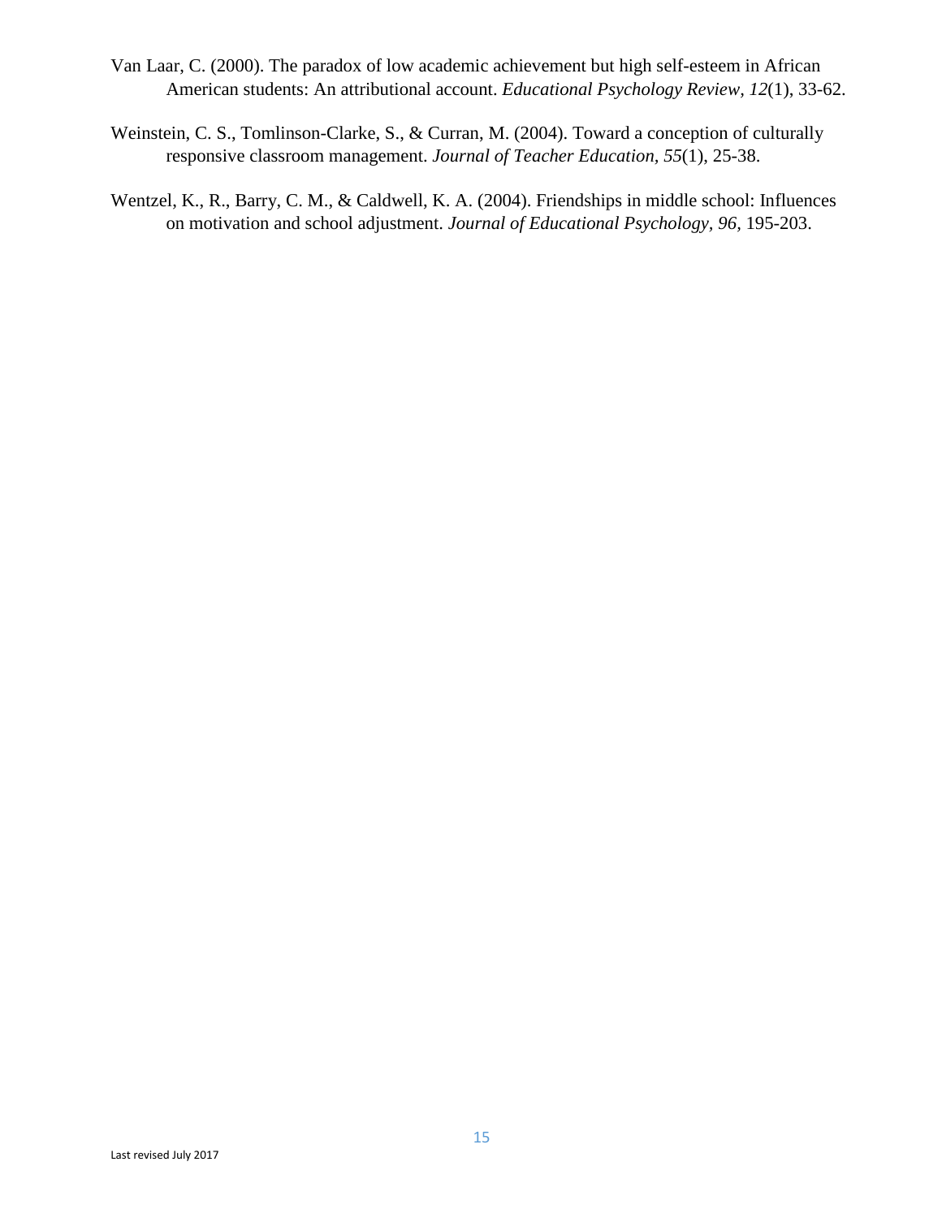Van Laar, C. (2000). The paradox of low academic achievement but high self-esteem in African American students: An attributional account. *Educational Psychology Review, 12*(1), 33-62.

Weinstein, C. S., Tomlinson-Clarke, S., & Curran, M. (2004). Toward a conception of culturally responsive classroom management. *Journal of Teacher Education, 55*(1), 25-38.

Wentzel, K., R., Barry, C. M., & Caldwell, K. A. (2004). Friendships in middle school: Influences on motivation and school adjustment. *Journal of Educational Psychology, 96*, 195-203.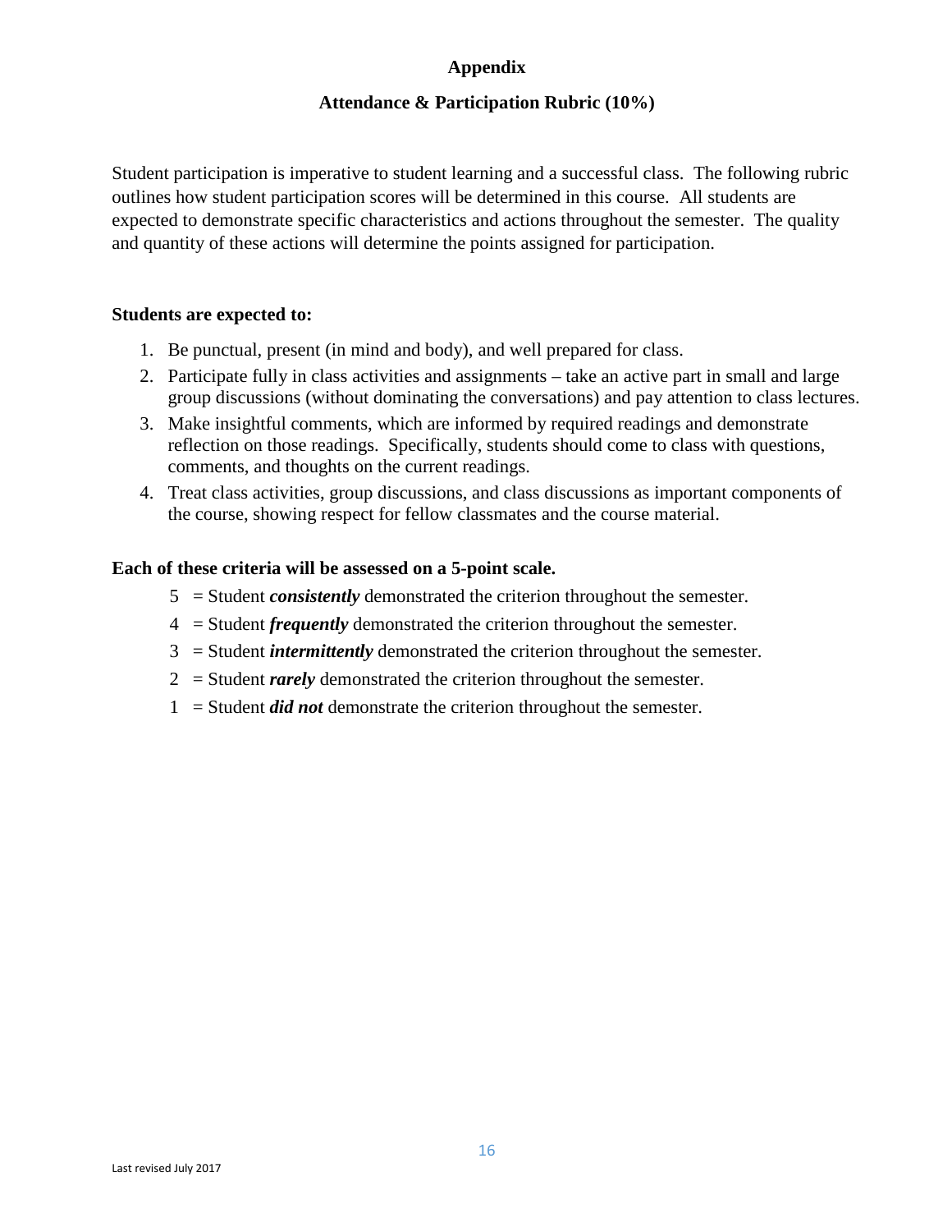## Appendix

### Attendance & Participation Rubric (10%)

Student participation is imperative to student learning and a successful class. The following rubric outlines how student participation scores will be determined in this course. All students are expected to demonstrate specific characteristics and actions throughout the semester. The quality and quantity of these actions will determine the points assigned for participation.

**Students are expected to:**

1. Be punctual, present (in mind and body), and well prepared for class.
2. Participate fully in class activities and assignments – take an active part in small and large group discussions (without dominating the conversations) and pay attention to class lectures.
3. Make insightful comments, which are informed by required readings and demonstrate reflection on those readings. Specifically, students should come to class with questions, comments, and thoughts on the current readings.
4. Treat class activities, group discussions, and class discussions as important components of the course, showing respect for fellow classmates and the course material.

**Each of these criteria will be assessed on a 5-point scale.**

5 = Student ***consistently*** demonstrated the criterion throughout the semester.
4 = Student ***frequently*** demonstrated the criterion throughout the semester.
3 = Student ***intermittently*** demonstrated the criterion throughout the semester.
2 = Student ***rarely*** demonstrated the criterion throughout the semester.
1 = Student ***did not*** demonstrate the criterion throughout the semester.

Last revised July 2017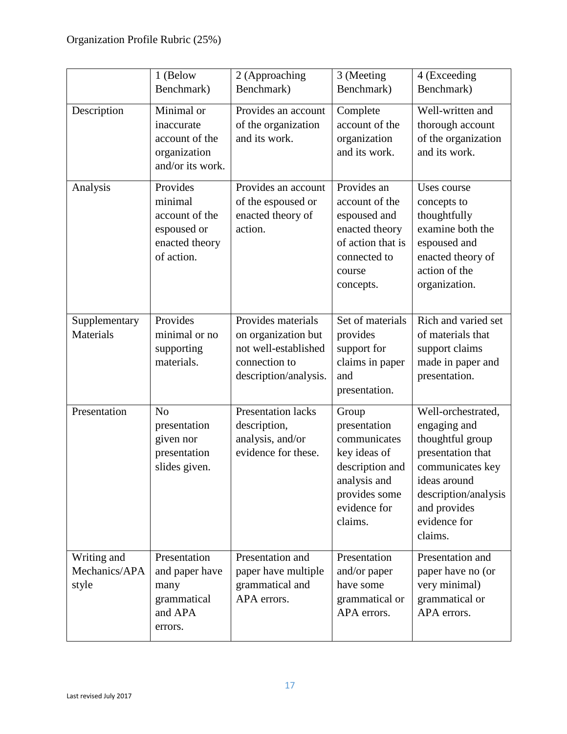Organization Profile Rubric (25%)

| | 1 (Below Benchmark) | 2 (Approaching Benchmark) | 3 (Meeting Benchmark) | 4 (Exceeding Benchmark) |
|---|---|---|---|---|
| Description | Minimal or inaccurate account of the organization and/or its work. | Provides an account of the organization and its work. | Complete account of the organization and its work. | Well-written and thorough account of the organization and its work. |
| Analysis | Provides minimal account of the espoused or enacted theory of action. | Provides an account of the espoused or enacted theory of action. | Provides an account of the espoused and enacted theory of action that is connected to course concepts. | Uses course concepts to thoughtfully examine both the espoused and enacted theory of action of the organization. |
| Supplementary Materials | Provides minimal or no supporting materials. | Provides materials on organization but not well-established connection to description/analysis. | Set of materials provides support for claims in paper and presentation. | Rich and varied set of materials that support claims made in paper and presentation. |
| Presentation | No presentation given nor presentation slides given. | Presentation lacks description, analysis, and/or evidence for these. | Group presentation communicates key ideas of description and analysis and provides some evidence for claims. | Well-orchestrated, engaging and thoughtful group presentation that communicates key ideas around description/analysis and provides evidence for claims. |
| Writing and Mechanics/APA style | Presentation and paper have many grammatical and APA errors. | Presentation and paper have multiple grammatical and APA errors. | Presentation and/or paper have some grammatical or APA errors. | Presentation and paper have no (or very minimal) grammatical or APA errors. |